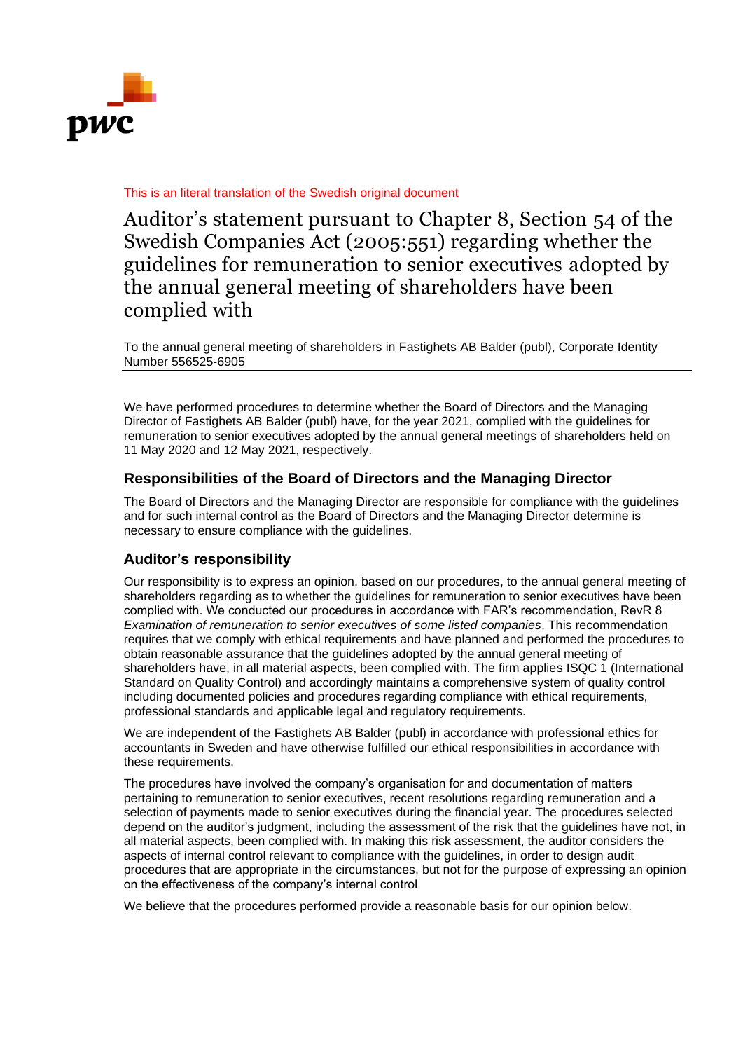This is an literal translation of the Swedish original document

# Auditor's statement pursuant to Chapter 8, Section 54 of the Swedish Companies Act (2005:551) regarding whether the guidelines for remuneration to senior executives adopted by the annual general meeting of shareholders have been complied with

To the annual general meeting of shareholders in Fastighets AB Balder (publ), Corporate Identity Number 556525-6905

We have performed procedures to determine whether the Board of Directors and the Managing Director of Fastighets AB Balder (publ) have, for the year 2021, complied with the guidelines for remuneration to senior executives adopted by the annual general meetings of shareholders held on 11 May 2020 and 12 May 2021, respectively.

## Responsibilities of the Board of Directors and the Managing Director

The Board of Directors and the Managing Director are responsible for compliance with the guidelines and for such internal control as the Board of Directors and the Managing Director determine is necessary to ensure compliance with the guidelines.

## Auditor's responsibility

Our responsibility is to express an opinion, based on our procedures, to the annual general meeting of shareholders regarding as to whether the guidelines for remuneration to senior executives have been complied with. We conducted our procedures in accordance with FAR's recommendation, RevR 8 *Examination of remuneration to senior executives of some listed companies*. This recommendation requires that we comply with ethical requirements and have planned and performed the procedures to obtain reasonable assurance that the guidelines adopted by the annual general meeting of shareholders have, in all material aspects, been complied with. The firm applies ISQC 1 (International Standard on Quality Control) and accordingly maintains a comprehensive system of quality control including documented policies and procedures regarding compliance with ethical requirements, professional standards and applicable legal and regulatory requirements.

We are independent of the Fastighets AB Balder (publ) in accordance with professional ethics for accountants in Sweden and have otherwise fulfilled our ethical responsibilities in accordance with these requirements.

The procedures have involved the company's organisation for and documentation of matters pertaining to remuneration to senior executives, recent resolutions regarding remuneration and a selection of payments made to senior executives during the financial year. The procedures selected depend on the auditor's judgment, including the assessment of the risk that the guidelines have not, in all material aspects, been complied with. In making this risk assessment, the auditor considers the aspects of internal control relevant to compliance with the guidelines, in order to design audit procedures that are appropriate in the circumstances, but not for the purpose of expressing an opinion on the effectiveness of the company's internal control

We believe that the procedures performed provide a reasonable basis for our opinion below.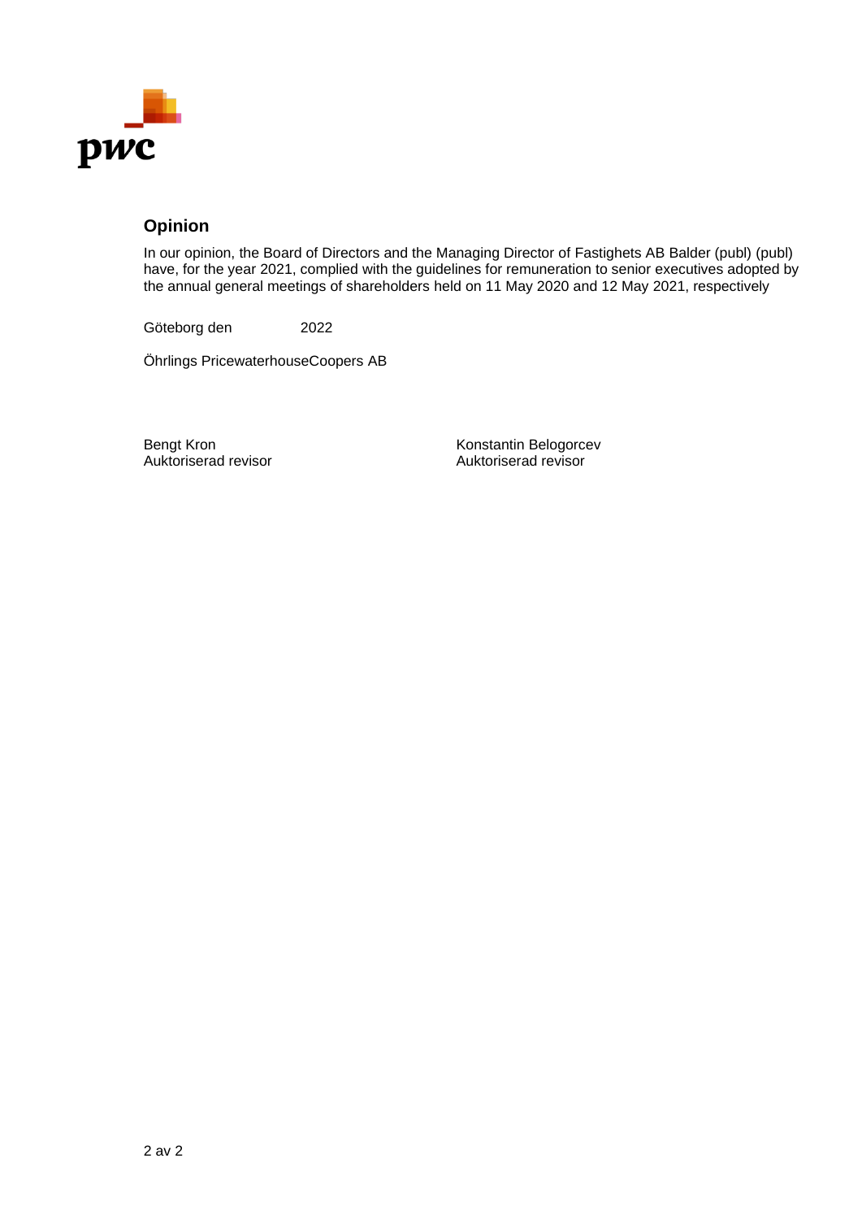## Opinion

In our opinion, the Board of Directors and the Managing Director of Fastighets AB Balder (publ) (publ) have, for the year 2021, complied with the guidelines for remuneration to senior executives adopted by the annual general meetings of shareholders held on 11 May 2020 and 12 May 2021, respectively

Göteborg den 2022

Öhrlings PricewaterhouseCoopers AB

Bengt Kron
Auktoriserad revisor

Konstantin Belogorcev
Auktoriserad revisor